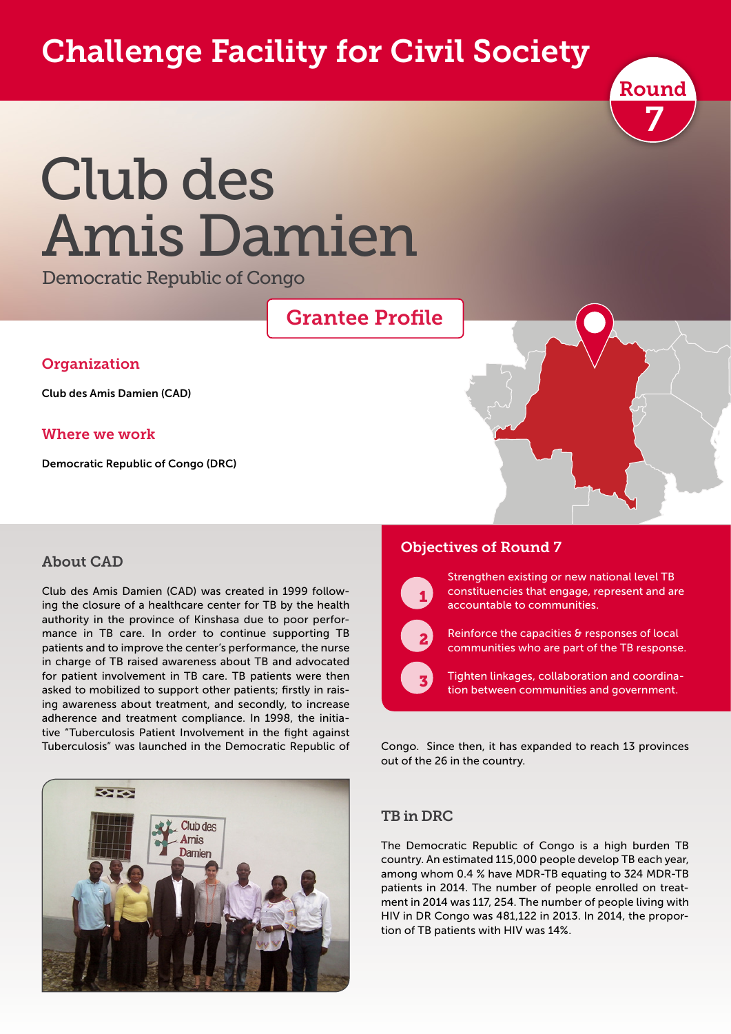# Challenge Facility for Civil Society

Round 7

# Club des Amis Damien

Democratic Republic of Congo

## Grantee Profile

### Organization

Club des Amis Damien (CAD)

### Where we work

Democratic Republic of Congo (DRC)

### About CAD

Club des Amis Damien (CAD) was created in 1999 following the closure of a healthcare center for TB by the health authority in the province of Kinshasa due to poor performance in TB care. In order to continue supporting TB patients and to improve the center's performance, the nurse in charge of TB raised awareness about TB and advocated for patient involvement in TB care. TB patients were then asked to mobilized to support other patients; firstly in raising awareness about treatment, and secondly, to increase adherence and treatment compliance. In 1998, the initiative "Tuberculosis Patient Involvement in the fight against Tuberculosis" was launched in the Democratic Republic of Congo. Since then, it has expanded to reach 13 provinces out of the 26 in the country.

### Objectives of Round 7

1. Strengthen existing or new national level TB constituencies that engage, represent and are accountable to communities.
2. Reinforce the capacities & responses of local communities who are part of the TB response.
3. Tighten linkages, collaboration and coordination between communities and government.

### TB in DRC

The Democratic Republic of Congo is a high burden TB country. An estimated 115,000 people develop TB each year, among whom 0.4 % have MDR-TB equating to 324 MDR-TB patients in 2014. The number of people enrolled on treatment in 2014 was 117, 254. The number of people living with HIV in DR Congo was 481,122 in 2013. In 2014, the proportion of TB patients with HIV was 14%.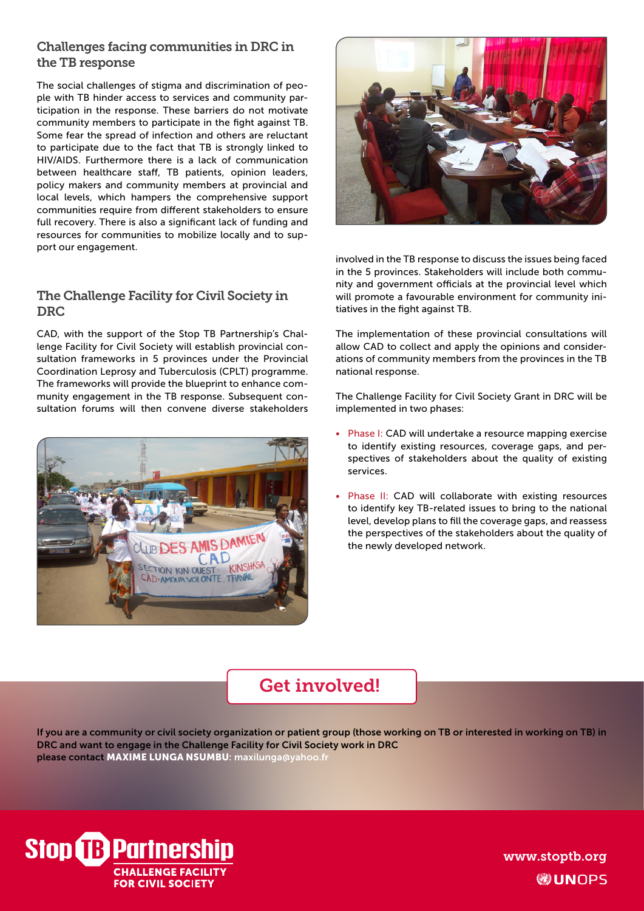## Challenges facing communities in DRC in the TB response

The social challenges of stigma and discrimination of people with TB hinder access to services and community participation in the response. These barriers do not motivate community members to participate in the fight against TB. Some fear the spread of infection and others are reluctant to participate due to the fact that TB is strongly linked to HIV/AIDS. Furthermore there is a lack of communication between healthcare staff, TB patients, opinion leaders, policy makers and community members at provincial and local levels, which hampers the comprehensive support communities require from different stakeholders to ensure full recovery. There is also a significant lack of funding and resources for communities to mobilize locally and to support our engagement.

## The Challenge Facility for Civil Society in DRC

CAD, with the support of the Stop TB Partnership's Challenge Facility for Civil Society will establish provincial consultation frameworks in 5 provinces under the Provincial Coordination Leprosy and Tuberculosis (CPLT) programme. The frameworks will provide the blueprint to enhance community engagement in the TB response. Subsequent consultation forums will then convene diverse stakeholders involved in the TB response to discuss the issues being faced in the 5 provinces. Stakeholders will include both community and government officials at the provincial level which will promote a favourable environment for community initiatives in the fight against TB.

The implementation of these provincial consultations will allow CAD to collect and apply the opinions and considerations of community members from the provinces in the TB national response.

The Challenge Facility for Civil Society Grant in DRC will be implemented in two phases:

- Phase I: CAD will undertake a resource mapping exercise to identify existing resources, coverage gaps, and perspectives of stakeholders about the quality of existing services.
- Phase II: CAD will collaborate with existing resources to identify key TB-related issues to bring to the national level, develop plans to fill the coverage gaps, and reassess the perspectives of the stakeholders about the quality of the newly developed network.

## Get involved!

**If you are a community or civil society organization or patient group (those working on TB or interested in working on TB) in DRC and want to engage in the Challenge Facility for Civil Society work in DRC please contact MAXIME LUNGA NSUMBU: maxilunga@yahoo.fr**

Stop TB Partnership
CHALLENGE FACILITY FOR CIVIL SOCIETY

www.stoptb.org
UNOPS